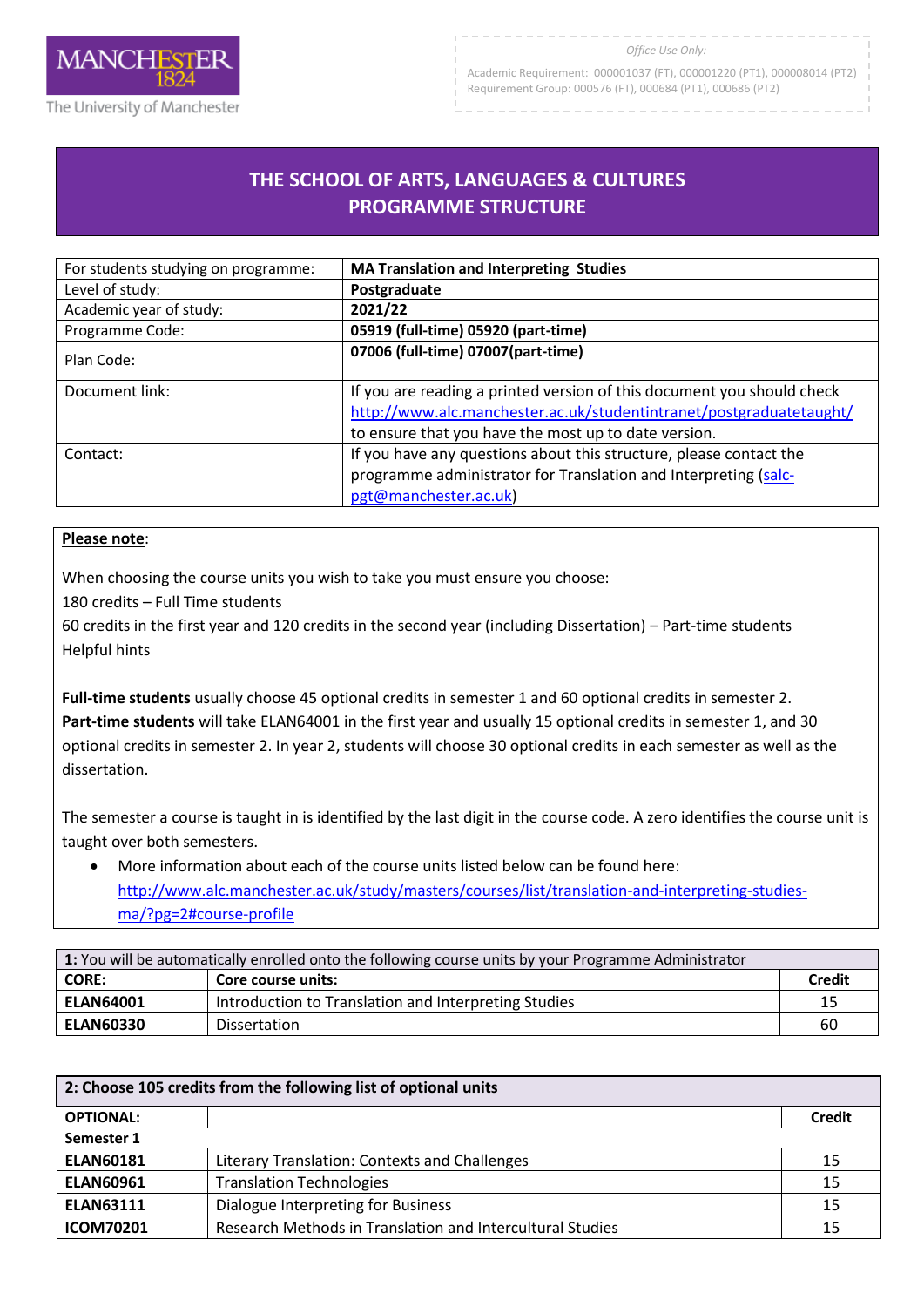MANCHESTER 1824

The University of Manchester

*Office Use Only:*

Academic Requirement: 000001037 (FT), 000001220 (PT1), 000008014 (PT2)
Requirement Group: 000576 (FT), 000684 (PT1), 000686 (PT2)

# THE SCHOOL OF ARTS, LANGUAGES & CULTURES
# PROGRAMME STRUCTURE

| | |
|---|---|
| For students studying on programme: | **MA Translation and Interpreting Studies** |
| Level of study: | **Postgraduate** |
| Academic year of study: | **2021/22** |
| Programme Code: | **05919 (full-time) 05920 (part-time)** |
| Plan Code: | **07006 (full-time) 07007(part-time)** |
| Document link: | If you are reading a printed version of this document you should check http://www.alc.manchester.ac.uk/studentintranet/postgraduatetaught/ to ensure that you have the most up to date version. |
| Contact: | If you have any questions about this structure, please contact the programme administrator for Translation and Interpreting (salc-pgt@manchester.ac.uk) |

**Please note**:

When choosing the course units you wish to take you must ensure you choose:
180 credits – Full Time students
60 credits in the first year and 120 credits in the second year (including Dissertation) – Part-time students
Helpful hints

**Full-time students** usually choose 45 optional credits in semester 1 and 60 optional credits in semester 2.
**Part-time students** will take ELAN64001 in the first year and usually 15 optional credits in semester 1, and 30 optional credits in semester 2. In year 2, students will choose 30 optional credits in each semester as well as the dissertation.

The semester a course is taught in is identified by the last digit in the course code. A zero identifies the course unit is taught over both semesters.

- More information about each of the course units listed below can be found here: http://www.alc.manchester.ac.uk/study/masters/courses/list/translation-and-interpreting-studies-ma/?pg=2#course-profile

| **1:** You will be automatically enrolled onto the following course units by your Programme Administrator | | |
|---|---|---|
| **CORE:** | **Core course units:** | **Credit** |
| **ELAN64001** | Introduction to Translation and Interpreting Studies | 15 |
| **ELAN60330** | Dissertation | 60 |

| **2: Choose 105 credits from the following list of optional units** | | |
|---|---|---|
| **OPTIONAL:** | | **Credit** |
| **Semester 1** | | |
| **ELAN60181** | Literary Translation: Contexts and Challenges | 15 |
| **ELAN60961** | Translation Technologies | 15 |
| **ELAN63111** | Dialogue Interpreting for Business | 15 |
| **ICOM70201** | Research Methods in Translation and Intercultural Studies | 15 |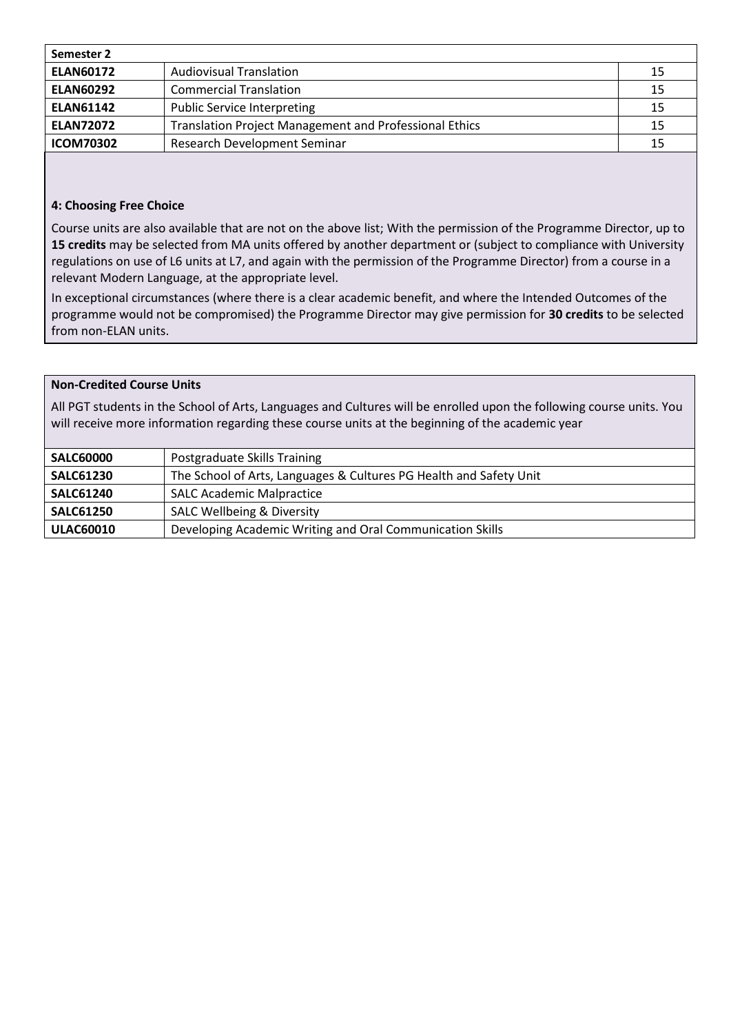| Semester 2 | | |
|---|---|---|
| **ELAN60172** | Audiovisual Translation | 15 |
| **ELAN60292** | Commercial Translation | 15 |
| **ELAN61142** | Public Service Interpreting | 15 |
| **ELAN72072** | Translation Project Management and Professional Ethics | 15 |
| **ICOM70302** | Research Development Seminar | 15 |

**4: Choosing Free Choice**

Course units are also available that are not on the above list; With the permission of the Programme Director, up to **15 credits** may be selected from MA units offered by another department or (subject to compliance with University regulations on use of L6 units at L7, and again with the permission of the Programme Director) from a course in a relevant Modern Language, at the appropriate level.

In exceptional circumstances (where there is a clear academic benefit, and where the Intended Outcomes of the programme would not be compromised) the Programme Director may give permission for **30 credits** to be selected from non-ELAN units.

**Non-Credited Course Units**

All PGT students in the School of Arts, Languages and Cultures will be enrolled upon the following course units. You will receive more information regarding these course units at the beginning of the academic year

| | |
|---|---|
| **SALC60000** | Postgraduate Skills Training |
| **SALC61230** | The School of Arts, Languages & Cultures PG Health and Safety Unit |
| **SALC61240** | SALC Academic Malpractice |
| **SALC61250** | SALC Wellbeing & Diversity |
| **ULAC60010** | Developing Academic Writing and Oral Communication Skills |